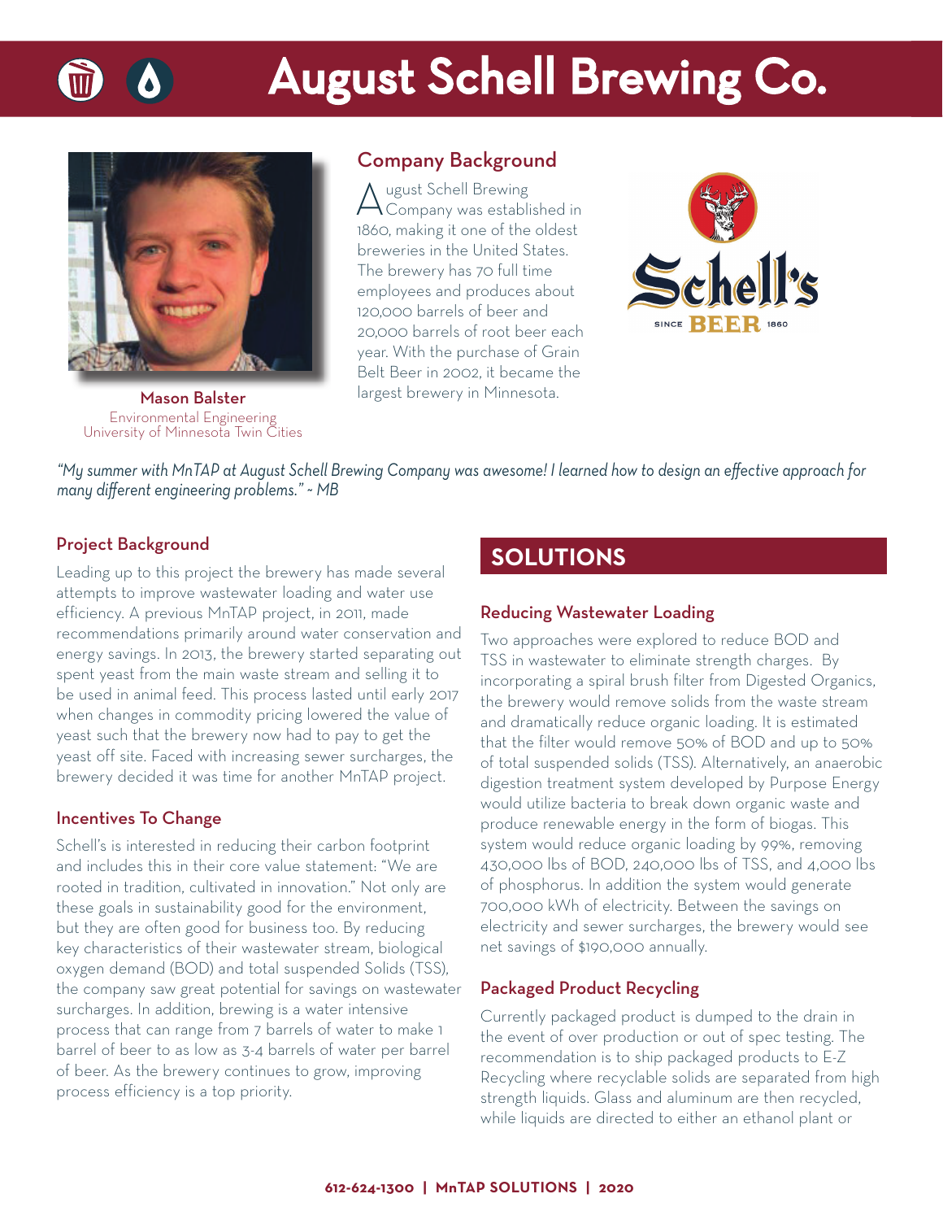# August Schell Brewing Co.

**Mason Balster**
Environmental Engineering
University of Minnesota Twin Cities

## Company Background

August Schell Brewing Company was established in 1860, making it one of the oldest breweries in the United States. The brewery has 70 full time employees and produces about 120,000 barrels of beer and 20,000 barrels of root beer each year. With the purchase of Grain Belt Beer in 2002, it became the largest brewery in Minnesota.

*"My summer with MnTAP at August Schell Brewing Company was awesome! I learned how to design an effective approach for many different engineering problems." ~ MB*

## Project Background

Leading up to this project the brewery has made several attempts to improve wastewater loading and water use efficiency. A previous MnTAP project, in 2011, made recommendations primarily around water conservation and energy savings. In 2013, the brewery started separating out spent yeast from the main waste stream and selling it to be used in animal feed. This process lasted until early 2017 when changes in commodity pricing lowered the value of yeast such that the brewery now had to pay to get the yeast off site. Faced with increasing sewer surcharges, the brewery decided it was time for another MnTAP project.

## Incentives To Change

Schell's is interested in reducing their carbon footprint and includes this in their core value statement: "We are rooted in tradition, cultivated in innovation." Not only are these goals in sustainability good for the environment, but they are often good for business too. By reducing key characteristics of their wastewater stream, biological oxygen demand (BOD) and total suspended Solids (TSS), the company saw great potential for savings on wastewater surcharges. In addition, brewing is a water intensive process that can range from 7 barrels of water to make 1 barrel of beer to as low as 3-4 barrels of water per barrel of beer. As the brewery continues to grow, improving process efficiency is a top priority.

## SOLUTIONS

### Reducing Wastewater Loading

Two approaches were explored to reduce BOD and TSS in wastewater to eliminate strength charges. By incorporating a spiral brush filter from Digested Organics, the brewery would remove solids from the waste stream and dramatically reduce organic loading. It is estimated that the filter would remove 50% of BOD and up to 50% of total suspended solids (TSS). Alternatively, an anaerobic digestion treatment system developed by Purpose Energy would utilize bacteria to break down organic waste and produce renewable energy in the form of biogas. This system would reduce organic loading by 99%, removing 430,000 lbs of BOD, 240,000 lbs of TSS, and 4,000 lbs of phosphorus. In addition the system would generate 700,000 kWh of electricity. Between the savings on electricity and sewer surcharges, the brewery would see net savings of $190,000 annually.

### Packaged Product Recycling

Currently packaged product is dumped to the drain in the event of over production or out of spec testing. The recommendation is to ship packaged products to E-Z Recycling where recyclable solids are separated from high strength liquids. Glass and aluminum are then recycled, while liquids are directed to either an ethanol plant or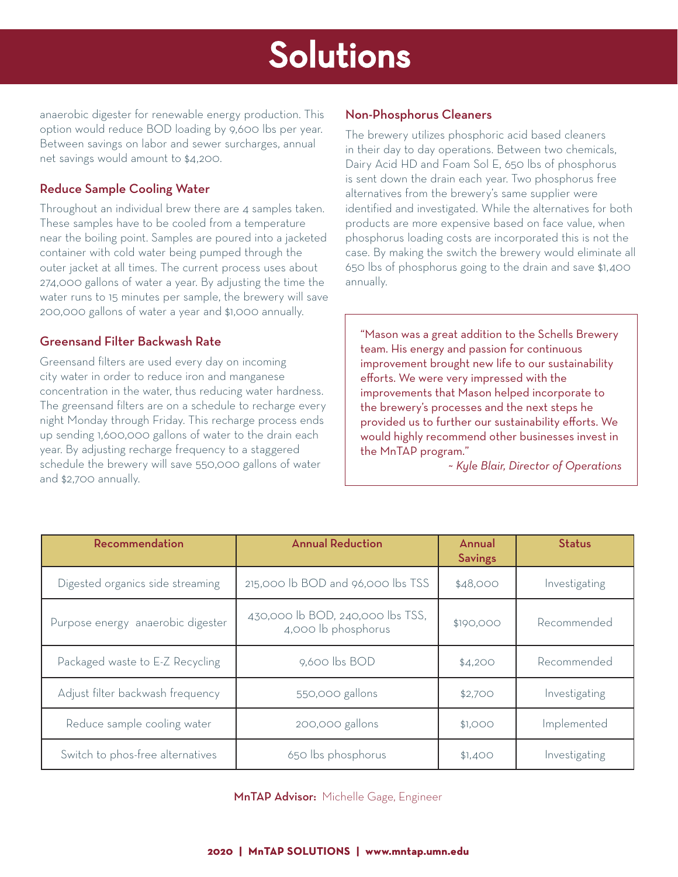# Solutions

anaerobic digester for renewable energy production. This option would reduce BOD loading by 9,600 lbs per year. Between savings on labor and sewer surcharges, annual net savings would amount to $4,200.

### Reduce Sample Cooling Water

Throughout an individual brew there are 4 samples taken. These samples have to be cooled from a temperature near the boiling point. Samples are poured into a jacketed container with cold water being pumped through the outer jacket at all times. The current process uses about 274,000 gallons of water a year. By adjusting the time the water runs to 15 minutes per sample, the brewery will save 200,000 gallons of water a year and $1,000 annually.

### Greensand Filter Backwash Rate

Greensand filters are used every day on incoming city water in order to reduce iron and manganese concentration in the water, thus reducing water hardness. The greensand filters are on a schedule to recharge every night Monday through Friday. This recharge process ends up sending 1,600,000 gallons of water to the drain each year. By adjusting recharge frequency to a staggered schedule the brewery will save 550,000 gallons of water and $2,700 annually.

### Non-Phosphorus Cleaners

The brewery utilizes phosphoric acid based cleaners in their day to day operations. Between two chemicals, Dairy Acid HD and Foam Sol E, 650 lbs of phosphorus is sent down the drain each year. Two phosphorus free alternatives from the brewery's same supplier were identified and investigated. While the alternatives for both products are more expensive based on face value, when phosphorus loading costs are incorporated this is not the case. By making the switch the brewery would eliminate all 650 lbs of phosphorus going to the drain and save $1,400 annually.

> "Mason was a great addition to the Schells Brewery team. His energy and passion for continuous improvement brought new life to our sustainability efforts. We were very impressed with the improvements that Mason helped incorporate to the brewery's processes and the next steps he provided us to further our sustainability efforts. We would highly recommend other businesses invest in the MnTAP program."
>
> *~ Kyle Blair, Director of Operations*

| Recommendation | Annual Reduction | Annual Savings | Status |
|---|---|---|---|
| Digested organics side streaming | 215,000 lb BOD and 96,000 lbs TSS | $48,000 | Investigating |
| Purpose energy anaerobic digester | 430,000 lb BOD, 240,000 lbs TSS, 4,000 lb phosphorus | $190,000 | Recommended |
| Packaged waste to E-Z Recycling | 9,600 lbs BOD | $4,200 | Recommended |
| Adjust filter backwash frequency | 550,000 gallons | $2,700 | Investigating |
| Reduce sample cooling water | 200,000 gallons | $1,000 | Implemented |
| Switch to phos-free alternatives | 650 lbs phosphorus | $1,400 | Investigating |

**MnTAP Advisor:** Michelle Gage, Engineer